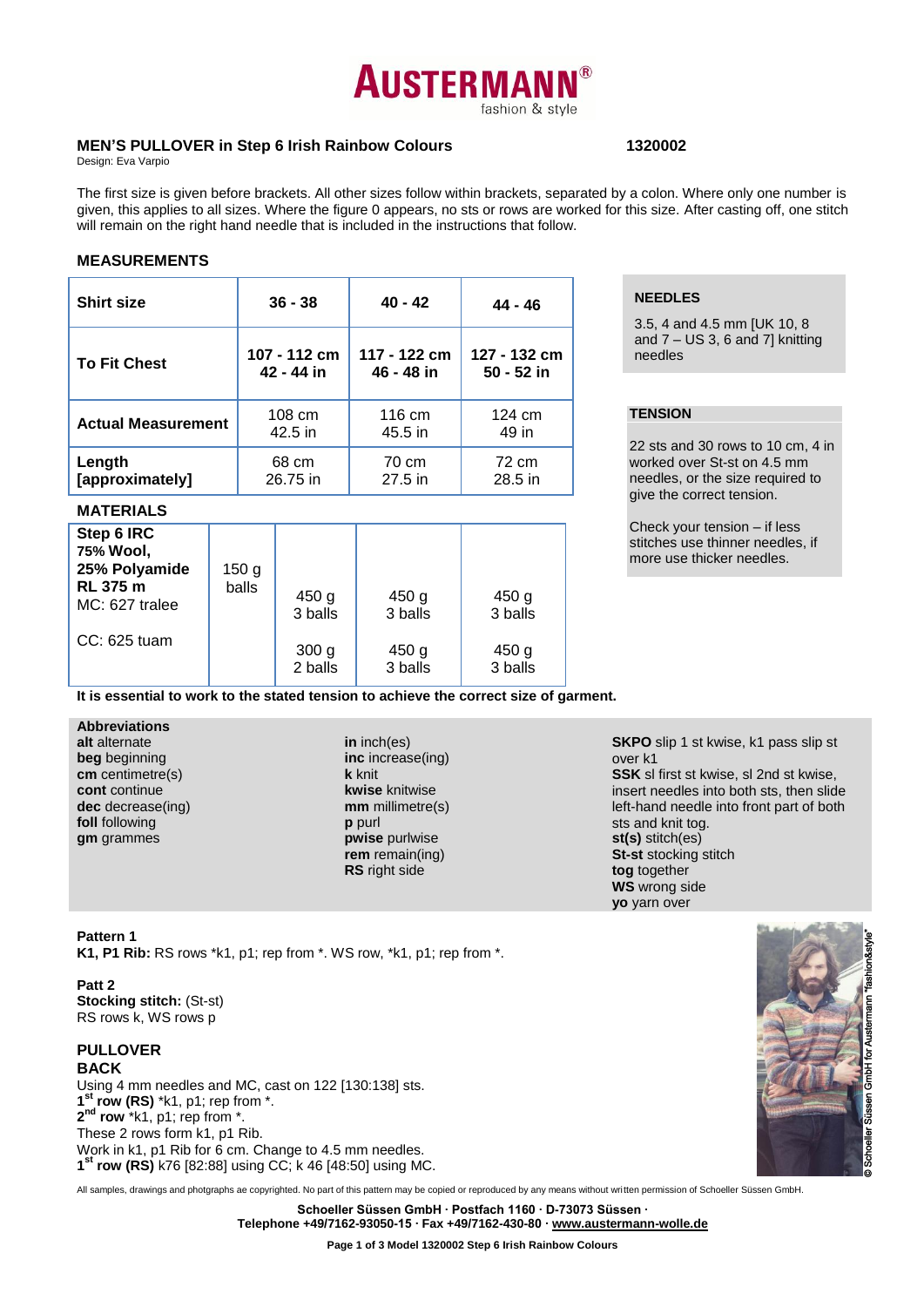**AUSTERMANN®**
fashion & style

## MEN'S PULLOVER in Step 6 Irish Rainbow Colours    1320002

Design: Eva Varpio

The first size is given before brackets. All other sizes follow within brackets, separated by a colon. Where only one number is given, this applies to all sizes. Where the figure 0 appears, no sts or rows are worked for this size. After casting off, one stitch will remain on the right hand needle that is included in the instructions that follow.

### MEASUREMENTS

| Shirt size | 36 - 38 | 40 - 42 | 44 - 46 |
|---|---|---|---|
| To Fit Chest | 107 - 112 cm 42 - 44 in | 117 - 122 cm 46 - 48 in | 127 - 132 cm 50 - 52 in |
| Actual Measurement | 108 cm 42.5 in | 116 cm 45.5 in | 124 cm 49 in |
| Length [approximately] | 68 cm 26.75 in | 70 cm 27.5 in | 72 cm 28.5 in |

### MATERIALS

| Step 6 IRC 75% Wool, 25% Polyamide RL 375 m | 150 g balls | | | |
|---|---|---|---|---|
| MC: 627 tralee | | 450 g 3 balls | 450 g 3 balls | 450 g 3 balls |
| CC: 625 tuam | | 300 g 2 balls | 450 g 3 balls | 450 g 3 balls |

**It is essential to work to the stated tension to achieve the correct size of garment.**

### NEEDLES

3.5, 4 and 4.5 mm [UK 10, 8 and 7 – US 3, 6 and 7] knitting needles

### TENSION

22 sts and 30 rows to 10 cm, 4 in worked over St-st on 4.5 mm needles, or the size required to give the correct tension.

Check your tension – if less stitches use thinner needles, if more use thicker needles.

**Abbreviations**
**alt** alternate
**beg** beginning
**cm** centimetre(s)
**cont** continue
**dec** decrease(ing)
**foll** following
**gm** grammes
**in** inch(es)
**inc** increase(ing)
**k** knit
**kwise** knitwise
**mm** millimetre(s)
**p** purl
**pwise** purlwise
**rem** remain(ing)
**RS** right side
**SKPO** slip 1 st kwise, k1 pass slip st over k1
**SSK** sl first st kwise, sl 2nd st kwise, insert needles into both sts, then slide left-hand needle into front part of both sts and knit tog.
**st(s)** stitch(es)
**St-st** stocking stitch
**tog** together
**WS** wrong side
**yo** yarn over

**Pattern 1**
**K1, P1 Rib:** RS rows *k1, p1; rep from *. WS row, *k1, p1; rep from *.

**Patt 2**
**Stocking stitch:** (St-st)
RS rows k, WS rows p

### PULLOVER

**BACK**
Using 4 mm needles and MC, cast on 122 [130:138] sts.
**1st row (RS)** *k1, p1; rep from *.
**2nd row** *k1, p1; rep from *.
These 2 rows form k1, p1 Rib.
Work in k1, p1 Rib for 6 cm. Change to 4.5 mm needles.
**1st row (RS)** k76 [82:88] using CC; k 46 [48:50] using MC.

© Schoeller Süssen GmbH for Austermann "fashion&style"

All samples, drawings and photgraphs ae copyrighted. No part of this pattern may be copied or reproduced by any means without written permission of Schoeller Süssen GmbH.

**Schoeller Süssen GmbH · Postfach 1160 · D-73073 Süssen ·**
**Telephone +49/7162-93050-15 · Fax +49/7162-430-80 · www.austermann-wolle.de**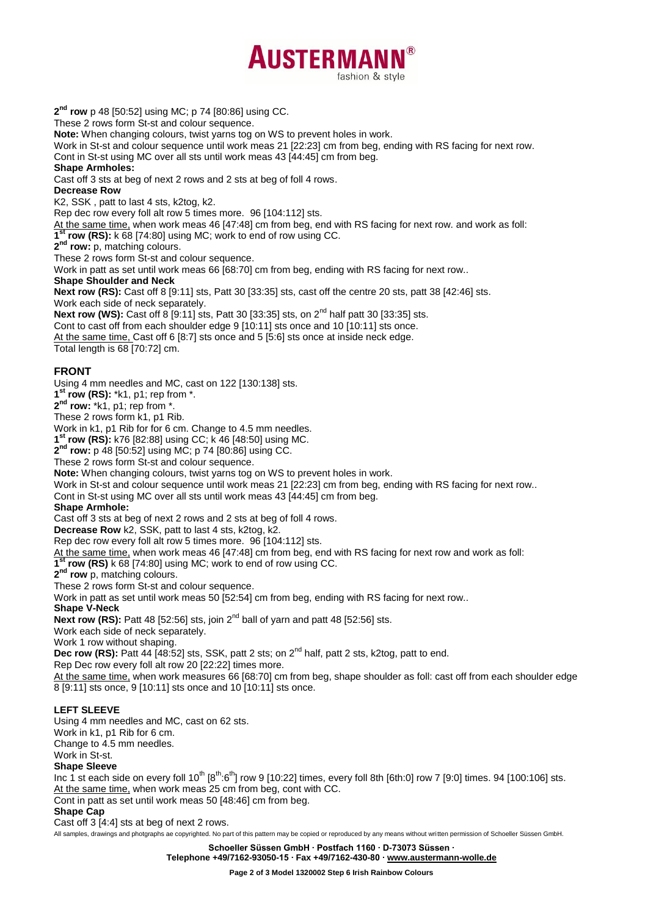**2nd row** p 48 [50:52] using MC; p 74 [80:86] using CC.

These 2 rows form St-st and colour sequence.

**Note:** When changing colours, twist yarns tog on WS to prevent holes in work.

Work in St-st and colour sequence until work meas 21 [22:23] cm from beg, ending with RS facing for next row.

Cont in St-st using MC over all sts until work meas 43 [44:45] cm from beg.

**Shape Armholes:**

Cast off 3 sts at beg of next 2 rows and 2 sts at beg of foll 4 rows.

**Decrease Row**

K2, SSK , patt to last 4 sts, k2tog, k2.

Rep dec row every foll alt row 5 times more. 96 [104:112] sts.

At the same time, when work meas 46 [47:48] cm from beg, end with RS facing for next row. and work as foll:

**1st row (RS):** k 68 [74:80] using MC; work to end of row using CC.

**2nd row:** p, matching colours.

These 2 rows form St-st and colour sequence.

Work in patt as set until work meas 66 [68:70] cm from beg, ending with RS facing for next row..

**Shape Shoulder and Neck**

**Next row (RS):** Cast off 8 [9:11] sts, Patt 30 [33:35] sts, cast off the centre 20 sts, patt 38 [42:46] sts.

Work each side of neck separately.

**Next row (WS):** Cast off 8 [9:11] sts, Patt 30 [33:35] sts, on 2nd half patt 30 [33:35] sts.

Cont to cast off from each shoulder edge 9 [10:11] sts once and 10 [10:11] sts once.

At the same time, Cast off 6 [8:7] sts once and 5 [5:6] sts once at inside neck edge.

Total length is 68 [70:72] cm.

## FRONT

Using 4 mm needles and MC, cast on 122 [130:138] sts.

**1st row (RS):** *k1, p1; rep from *.

**2nd row:** *k1, p1; rep from *.

These 2 rows form k1, p1 Rib.

Work in k1, p1 Rib for for 6 cm. Change to 4.5 mm needles.

**1st row (RS):** k76 [82:88] using CC; k 46 [48:50] using MC.

**2nd row:** p 48 [50:52] using MC; p 74 [80:86] using CC.

These 2 rows form St-st and colour sequence.

**Note:** When changing colours, twist yarns tog on WS to prevent holes in work.

Work in St-st and colour sequence until work meas 21 [22:23] cm from beg, ending with RS facing for next row..

Cont in St-st using MC over all sts until work meas 43 [44:45] cm from beg.

**Shape Armhole:**

Cast off 3 sts at beg of next 2 rows and 2 sts at beg of foll 4 rows.

**Decrease Row** k2, SSK, patt to last 4 sts, k2tog, k2.

Rep dec row every foll alt row 5 times more. 96 [104:112] sts.

At the same time, when work meas 46 [47:48] cm from beg, end with RS facing for next row and work as foll:

**1st row (RS)** k 68 [74:80] using MC; work to end of row using CC.

**2nd row** p, matching colours.

These 2 rows form St-st and colour sequence.

Work in patt as set until work meas 50 [52:54] cm from beg, ending with RS facing for next row..

**Shape V-Neck**

**Next row (RS):** Patt 48 [52:56] sts, join 2nd ball of yarn and patt 48 [52:56] sts.

Work each side of neck separately.

Work 1 row without shaping.

**Dec row (RS):** Patt 44 [48:52] sts, SSK, patt 2 sts; on 2nd half, patt 2 sts, k2tog, patt to end.

Rep Dec row every foll alt row 20 [22:22] times more.

At the same time, when work measures 66 [68:70] cm from beg, shape shoulder as foll: cast off from each shoulder edge 8 [9:11] sts once, 9 [10:11] sts once and 10 [10:11] sts once.

## LEFT SLEEVE

Using 4 mm needles and MC, cast on 62 sts.

Work in k1, p1 Rib for 6 cm.

Change to 4.5 mm needles.

Work in St-st.

**Shape Sleeve**

Inc 1 st each side on every foll 10th [8th:6th] row 9 [10:22] times, every foll 8th [6th:0] row 7 [9:0] times. 94 [100:106] sts.

At the same time, when work meas 25 cm from beg, cont with CC.

Cont in patt as set until work meas 50 [48:46] cm from beg.

**Shape Cap**

Cast off 3 [4:4] sts at beg of next 2 rows.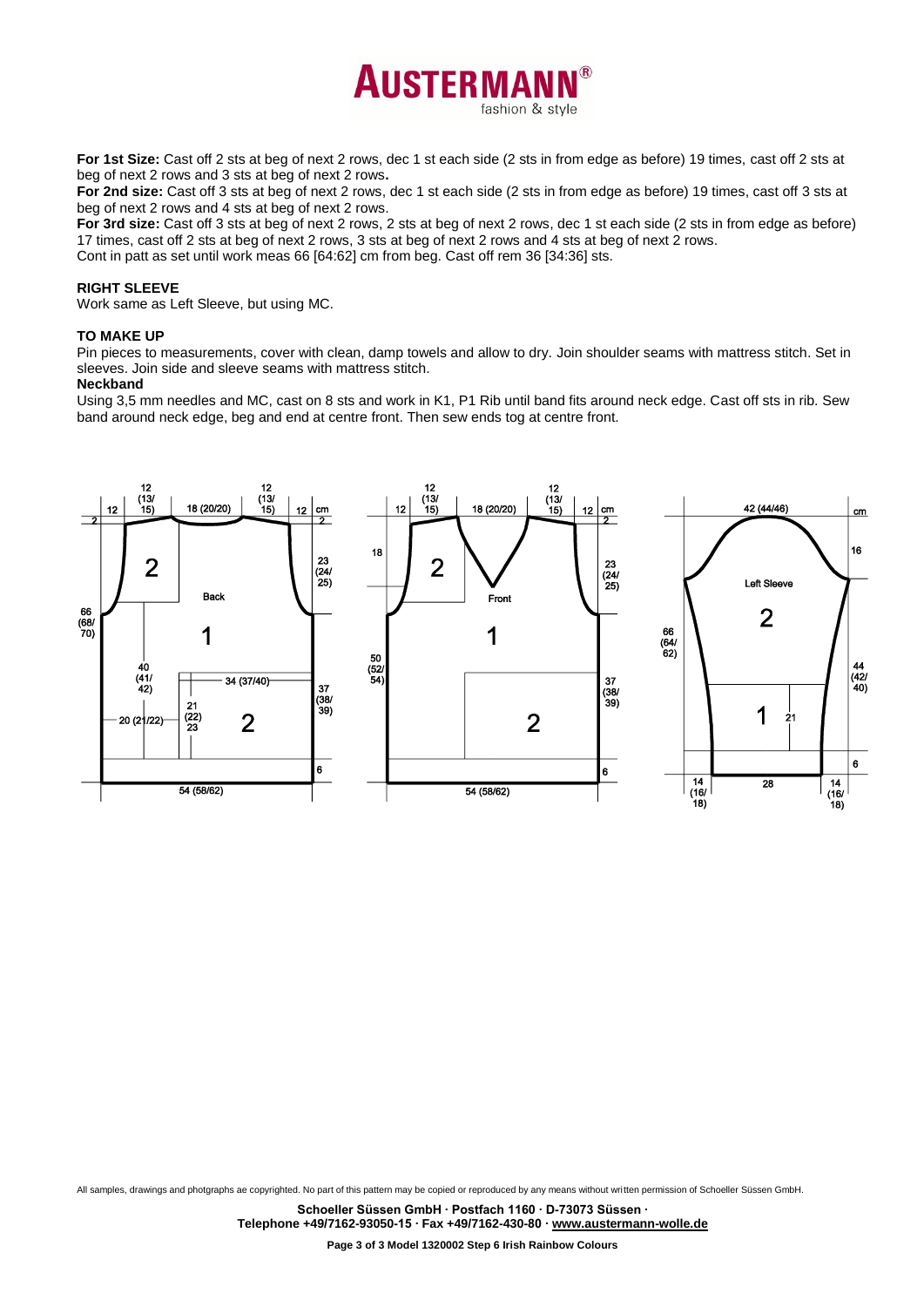**For 1st Size:** Cast off 2 sts at beg of next 2 rows, dec 1 st each side (2 sts in from edge as before) 19 times, cast off 2 sts at beg of next 2 rows and 3 sts at beg of next 2 rows**.**

**For 2nd size:** Cast off 3 sts at beg of next 2 rows, dec 1 st each side (2 sts in from edge as before) 19 times, cast off 3 sts at beg of next 2 rows and 4 sts at beg of next 2 rows.

**For 3rd size:** Cast off 3 sts at beg of next 2 rows, 2 sts at beg of next 2 rows, dec 1 st each side (2 sts in from edge as before) 17 times, cast off 2 sts at beg of next 2 rows, 3 sts at beg of next 2 rows and 4 sts at beg of next 2 rows.

Cont in patt as set until work meas 66 [64:62] cm from beg. Cast off rem 36 [34:36] sts.

**RIGHT SLEEVE**

Work same as Left Sleeve, but using MC.

**TO MAKE UP**

Pin pieces to measurements, cover with clean, damp towels and allow to dry. Join shoulder seams with mattress stitch. Set in sleeves. Join side and sleeve seams with mattress stitch.

**Neckband**

Using 3,5 mm needles and MC, cast on 8 sts and work in K1, P1 Rib until band fits around neck edge. Cast off sts in rib. Sew band around neck edge, beg and end at centre front. Then sew ends tog at centre front.

Back
12 (13/15) 18 (20/20) 12 (13/15) 12 cm
2
2
23 (24/25)
66 (68/70)
1
40 (41/42)
34 (37/40)
37 (38/39)
20 (21/22)
21 (22) 23
2
6
54 (58/62)

Front
12 (13/15) 18 (20/20) 12 (13/15) 12 cm
2
18
2
23 (24/25)
1
50 (52/54)
37 (38/39)
2
6
54 (58/62)

Left Sleeve
42 (44/46) cm
16
2
66 (64/62)
44 (42/40)
1
21
6
14 (16/18) 28 14 (16/18)

All samples, drawings and photgraphs ae copyrighted. No part of this pattern may be copied or reproduced by any means without written permission of Schoeller Süssen GmbH.

**Schoeller Süssen GmbH · Postfach 1160 · D-73073 Süssen ·**
**Telephone +49/7162-93050-15 · Fax +49/7162-430-80 · www.austermann-wolle.de**